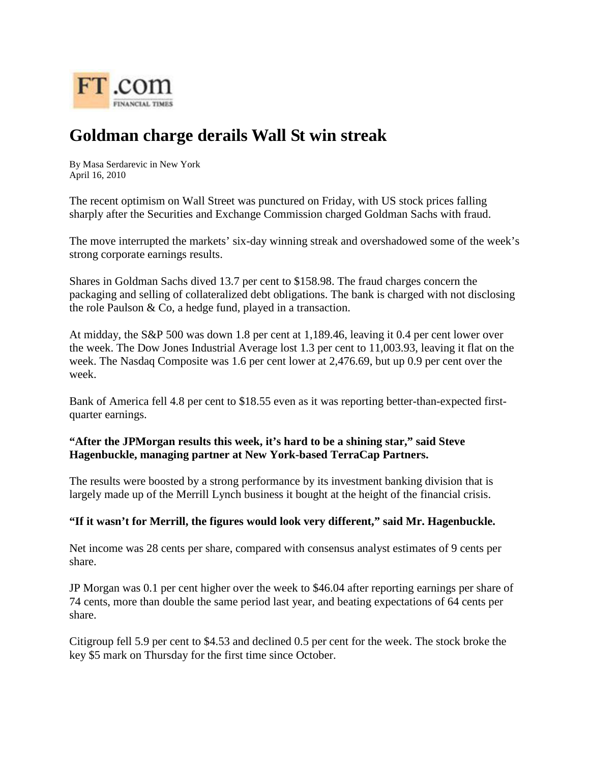FT.com
FINANCIAL TIMES

# Goldman charge derails Wall St win streak

By Masa Serdarevic in New York
April 16, 2010

The recent optimism on Wall Street was punctured on Friday, with US stock prices falling sharply after the Securities and Exchange Commission charged Goldman Sachs with fraud.

The move interrupted the markets' six-day winning streak and overshadowed some of the week's strong corporate earnings results.

Shares in Goldman Sachs dived 13.7 per cent to $158.98. The fraud charges concern the packaging and selling of collateralized debt obligations. The bank is charged with not disclosing the role Paulson & Co, a hedge fund, played in a transaction.

At midday, the S&P 500 was down 1.8 per cent at 1,189.46, leaving it 0.4 per cent lower over the week. The Dow Jones Industrial Average lost 1.3 per cent to 11,003.93, leaving it flat on the week. The Nasdaq Composite was 1.6 per cent lower at 2,476.69, but up 0.9 per cent over the week.

Bank of America fell 4.8 per cent to $18.55 even as it was reporting better-than-expected first-quarter earnings.

**"After the JPMorgan results this week, it's hard to be a shining star," said Steve Hagenbuckle, managing partner at New York-based TerraCap Partners.**

The results were boosted by a strong performance by its investment banking division that is largely made up of the Merrill Lynch business it bought at the height of the financial crisis.

**"If it wasn't for Merrill, the figures would look very different," said Mr. Hagenbuckle.**

Net income was 28 cents per share, compared with consensus analyst estimates of 9 cents per share.

JP Morgan was 0.1 per cent higher over the week to $46.04 after reporting earnings per share of 74 cents, more than double the same period last year, and beating expectations of 64 cents per share.

Citigroup fell 5.9 per cent to $4.53 and declined 0.5 per cent for the week. The stock broke the key $5 mark on Thursday for the first time since October.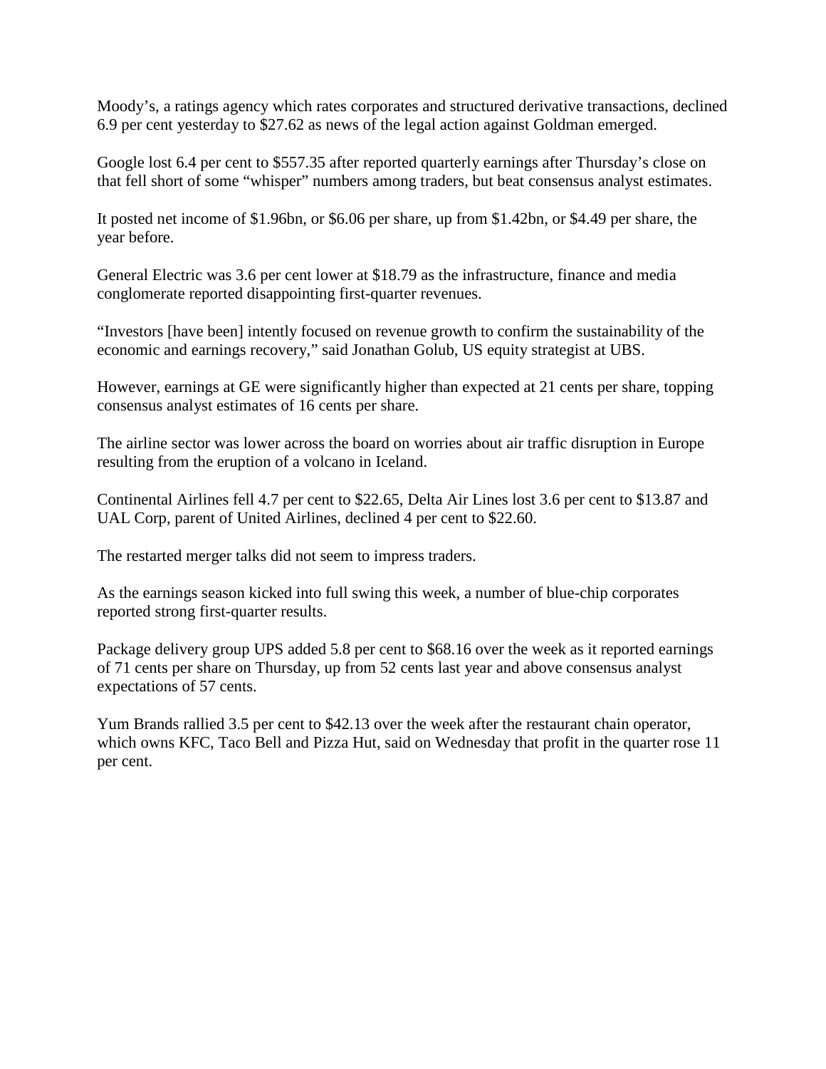Moody's, a ratings agency which rates corporates and structured derivative transactions, declined 6.9 per cent yesterday to $27.62 as news of the legal action against Goldman emerged.

Google lost 6.4 per cent to $557.35 after reported quarterly earnings after Thursday's close on that fell short of some "whisper" numbers among traders, but beat consensus analyst estimates.

It posted net income of $1.96bn, or $6.06 per share, up from $1.42bn, or $4.49 per share, the year before.

General Electric was 3.6 per cent lower at $18.79 as the infrastructure, finance and media conglomerate reported disappointing first-quarter revenues.

"Investors [have been] intently focused on revenue growth to confirm the sustainability of the economic and earnings recovery," said Jonathan Golub, US equity strategist at UBS.

However, earnings at GE were significantly higher than expected at 21 cents per share, topping consensus analyst estimates of 16 cents per share.

The airline sector was lower across the board on worries about air traffic disruption in Europe resulting from the eruption of a volcano in Iceland.

Continental Airlines fell 4.7 per cent to $22.65, Delta Air Lines lost 3.6 per cent to $13.87 and UAL Corp, parent of United Airlines, declined 4 per cent to $22.60.

The restarted merger talks did not seem to impress traders.

As the earnings season kicked into full swing this week, a number of blue-chip corporates reported strong first-quarter results.

Package delivery group UPS added 5.8 per cent to $68.16 over the week as it reported earnings of 71 cents per share on Thursday, up from 52 cents last year and above consensus analyst expectations of 57 cents.

Yum Brands rallied 3.5 per cent to $42.13 over the week after the restaurant chain operator, which owns KFC, Taco Bell and Pizza Hut, said on Wednesday that profit in the quarter rose 11 per cent.